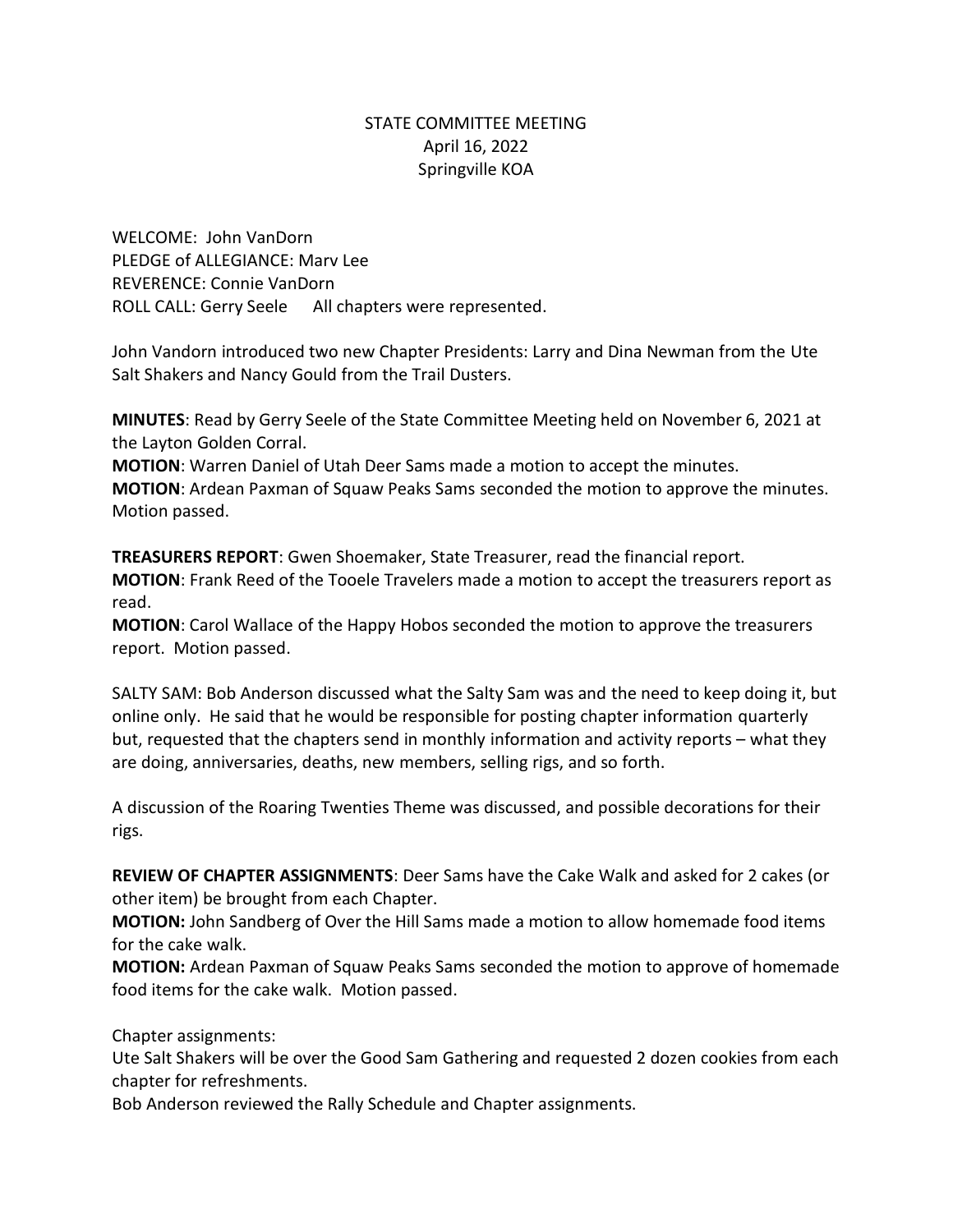STATE COMMITTEE MEETING
April 16, 2022
Springville KOA

WELCOME: John VanDorn
PLEDGE of ALLEGIANCE: Marv Lee
REVERENCE: Connie VanDorn
ROLL CALL: Gerry Seele  All chapters were represented.

John Vandorn introduced two new Chapter Presidents: Larry and Dina Newman from the Ute Salt Shakers and Nancy Gould from the Trail Dusters.

**MINUTES**: Read by Gerry Seele of the State Committee Meeting held on November 6, 2021 at the Layton Golden Corral.
**MOTION**: Warren Daniel of Utah Deer Sams made a motion to accept the minutes.
**MOTION**: Ardean Paxman of Squaw Peaks Sams seconded the motion to approve the minutes. Motion passed.

**TREASURERS REPORT**: Gwen Shoemaker, State Treasurer, read the financial report.
**MOTION**: Frank Reed of the Tooele Travelers made a motion to accept the treasurers report as read.
**MOTION**: Carol Wallace of the Happy Hobos seconded the motion to approve the treasurers report. Motion passed.

SALTY SAM: Bob Anderson discussed what the Salty Sam was and the need to keep doing it, but online only. He said that he would be responsible for posting chapter information quarterly but, requested that the chapters send in monthly information and activity reports – what they are doing, anniversaries, deaths, new members, selling rigs, and so forth.

A discussion of the Roaring Twenties Theme was discussed, and possible decorations for their rigs.

**REVIEW OF CHAPTER ASSIGNMENTS**: Deer Sams have the Cake Walk and asked for 2 cakes (or other item) be brought from each Chapter.
**MOTION:** John Sandberg of Over the Hill Sams made a motion to allow homemade food items for the cake walk.
**MOTION:** Ardean Paxman of Squaw Peaks Sams seconded the motion to approve of homemade food items for the cake walk. Motion passed.

Chapter assignments:
Ute Salt Shakers will be over the Good Sam Gathering and requested 2 dozen cookies from each chapter for refreshments.
Bob Anderson reviewed the Rally Schedule and Chapter assignments.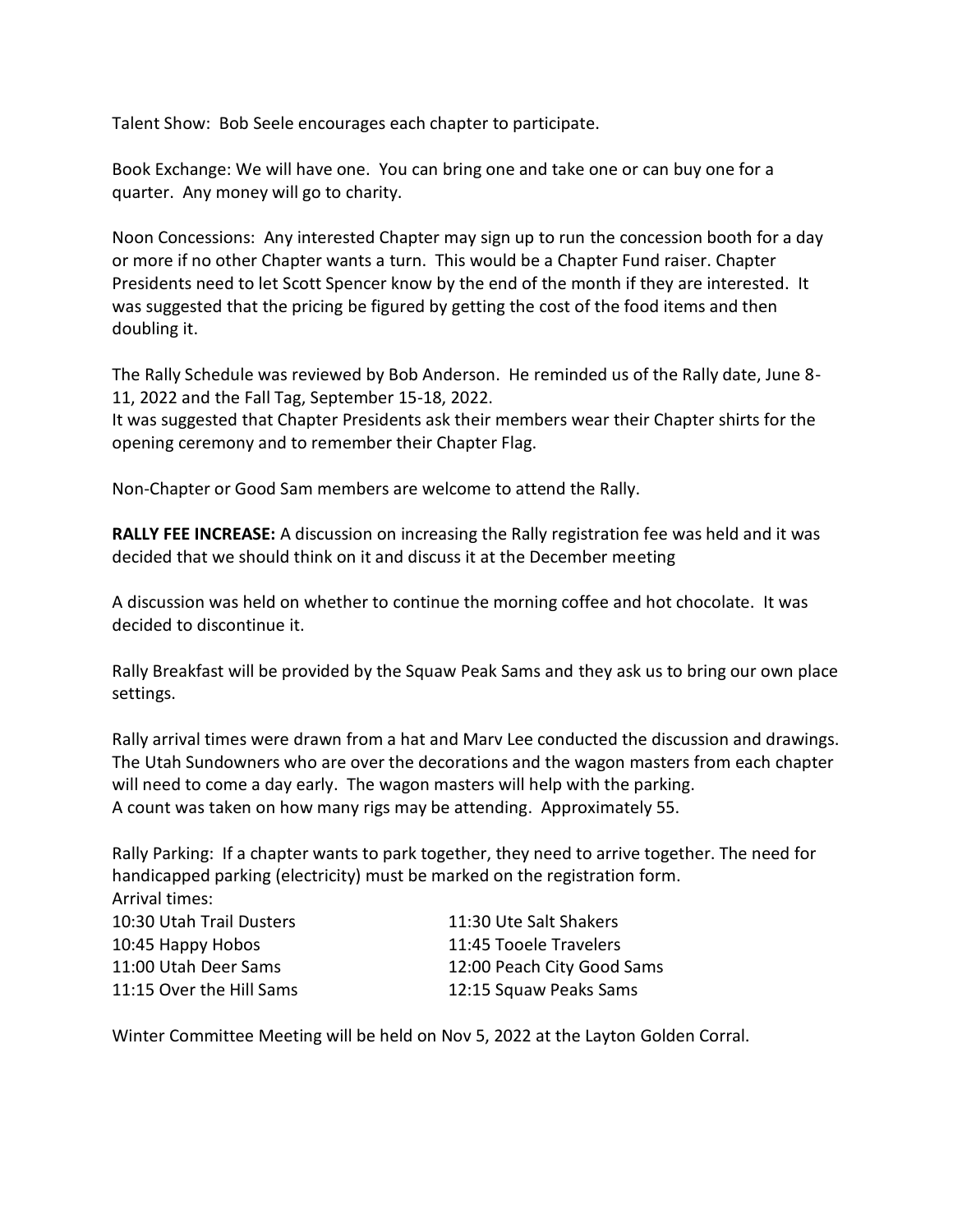Talent Show: Bob Seele encourages each chapter to participate.

Book Exchange: We will have one. You can bring one and take one or can buy one for a quarter. Any money will go to charity.

Noon Concessions: Any interested Chapter may sign up to run the concession booth for a day or more if no other Chapter wants a turn. This would be a Chapter Fund raiser. Chapter Presidents need to let Scott Spencer know by the end of the month if they are interested. It was suggested that the pricing be figured by getting the cost of the food items and then doubling it.

The Rally Schedule was reviewed by Bob Anderson. He reminded us of the Rally date, June 8-11, 2022 and the Fall Tag, September 15-18, 2022.
It was suggested that Chapter Presidents ask their members wear their Chapter shirts for the opening ceremony and to remember their Chapter Flag.

Non-Chapter or Good Sam members are welcome to attend the Rally.

**RALLY FEE INCREASE:** A discussion on increasing the Rally registration fee was held and it was decided that we should think on it and discuss it at the December meeting

A discussion was held on whether to continue the morning coffee and hot chocolate. It was decided to discontinue it.

Rally Breakfast will be provided by the Squaw Peak Sams and they ask us to bring our own place settings.

Rally arrival times were drawn from a hat and Marv Lee conducted the discussion and drawings. The Utah Sundowners who are over the decorations and the wagon masters from each chapter will need to come a day early. The wagon masters will help with the parking.
A count was taken on how many rigs may be attending. Approximately 55.

Rally Parking: If a chapter wants to park together, they need to arrive together. The need for handicapped parking (electricity) must be marked on the registration form.
Arrival times:

10:30 Utah Trail Dusters
10:45 Happy Hobos
11:00 Utah Deer Sams
11:15 Over the Hill Sams
11:30 Ute Salt Shakers
11:45 Tooele Travelers
12:00 Peach City Good Sams
12:15 Squaw Peaks Sams

Winter Committee Meeting will be held on Nov 5, 2022 at the Layton Golden Corral.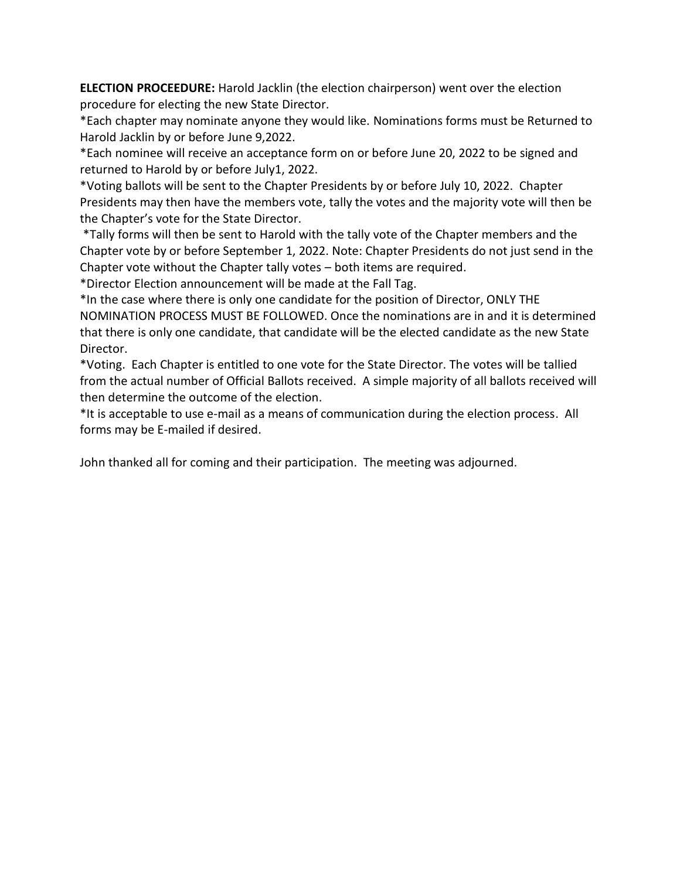**ELECTION PROCEEDURE:** Harold Jacklin (the election chairperson) went over the election procedure for electing the new State Director.

*Each chapter may nominate anyone they would like. Nominations forms must be Returned to Harold Jacklin by or before June 9,2022.

*Each nominee will receive an acceptance form on or before June 20, 2022 to be signed and returned to Harold by or before July1, 2022.

*Voting ballots will be sent to the Chapter Presidents by or before July 10, 2022. Chapter Presidents may then have the members vote, tally the votes and the majority vote will then be the Chapter's vote for the State Director.

*Tally forms will then be sent to Harold with the tally vote of the Chapter members and the Chapter vote by or before September 1, 2022. Note: Chapter Presidents do not just send in the Chapter vote without the Chapter tally votes – both items are required.

*Director Election announcement will be made at the Fall Tag.

*In the case where there is only one candidate for the position of Director, ONLY THE NOMINATION PROCESS MUST BE FOLLOWED. Once the nominations are in and it is determined that there is only one candidate, that candidate will be the elected candidate as the new State Director.

*Voting. Each Chapter is entitled to one vote for the State Director. The votes will be tallied from the actual number of Official Ballots received. A simple majority of all ballots received will then determine the outcome of the election.

*It is acceptable to use e-mail as a means of communication during the election process. All forms may be E-mailed if desired.

John thanked all for coming and their participation. The meeting was adjourned.